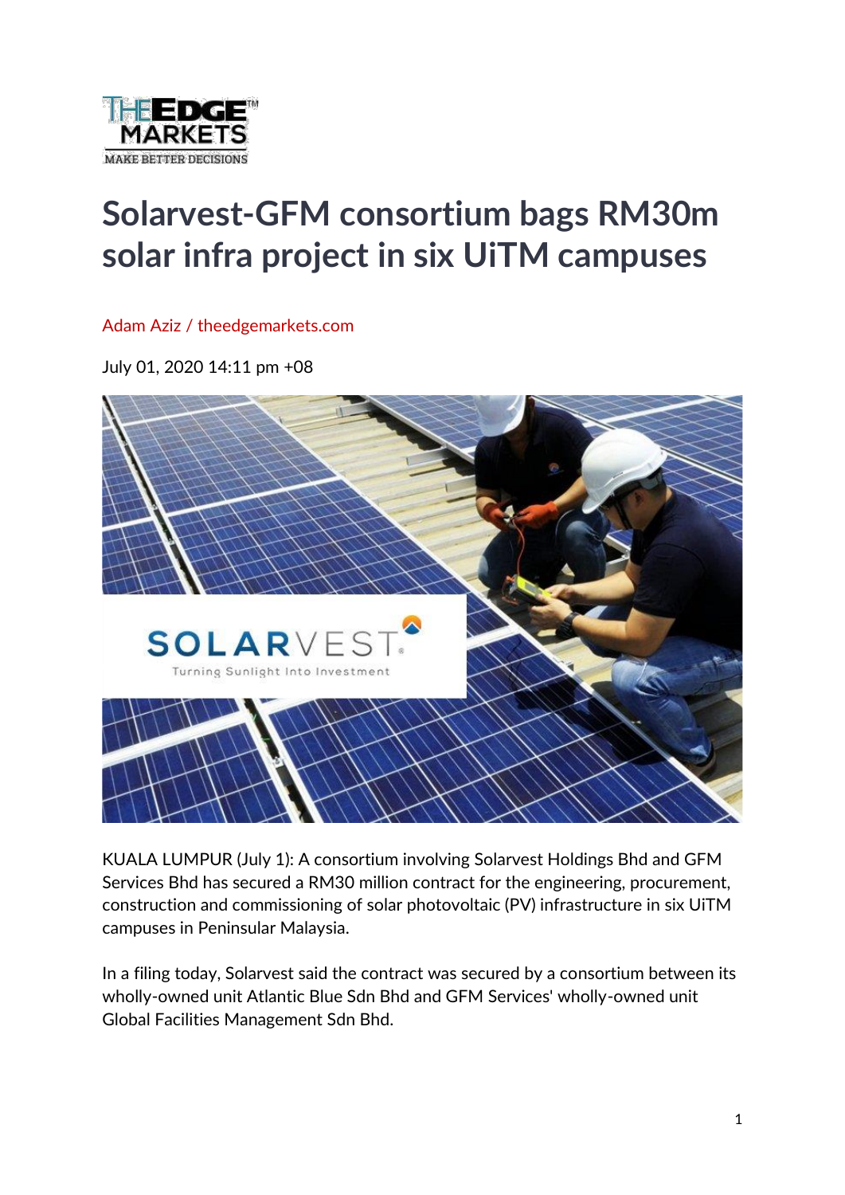# Solarvest-GFM consortium bags RM30m solar infra project in six UiTM campuses

Adam Aziz / theedgemarkets.com

July 01, 2020 14:11 pm +08

KUALA LUMPUR (July 1): A consortium involving Solarvest Holdings Bhd and GFM Services Bhd has secured a RM30 million contract for the engineering, procurement, construction and commissioning of solar photovoltaic (PV) infrastructure in six UiTM campuses in Peninsular Malaysia.

In a filing today, Solarvest said the contract was secured by a consortium between its wholly-owned unit Atlantic Blue Sdn Bhd and GFM Services' wholly-owned unit Global Facilities Management Sdn Bhd.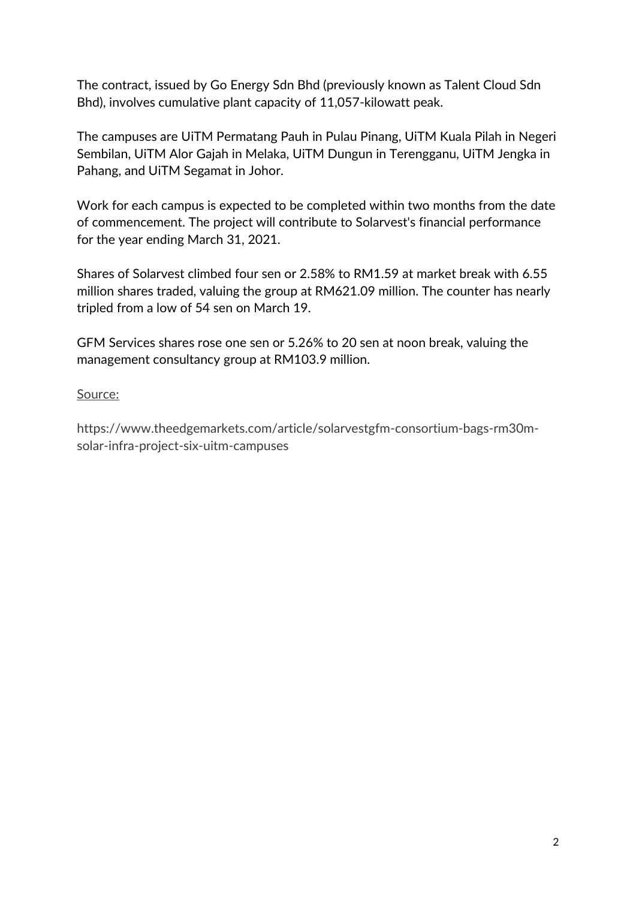The contract, issued by Go Energy Sdn Bhd (previously known as Talent Cloud Sdn Bhd), involves cumulative plant capacity of 11,057-kilowatt peak.

The campuses are UiTM Permatang Pauh in Pulau Pinang, UiTM Kuala Pilah in Negeri Sembilan, UiTM Alor Gajah in Melaka, UiTM Dungun in Terengganu, UiTM Jengka in Pahang, and UiTM Segamat in Johor.

Work for each campus is expected to be completed within two months from the date of commencement. The project will contribute to Solarvest's financial performance for the year ending March 31, 2021.

Shares of Solarvest climbed four sen or 2.58% to RM1.59 at market break with 6.55 million shares traded, valuing the group at RM621.09 million. The counter has nearly tripled from a low of 54 sen on March 19.

GFM Services shares rose one sen or 5.26% to 20 sen at noon break, valuing the management consultancy group at RM103.9 million.

Source:

https://www.theedgemarkets.com/article/solarvestgfm-consortium-bags-rm30m-solar-infra-project-six-uitm-campuses